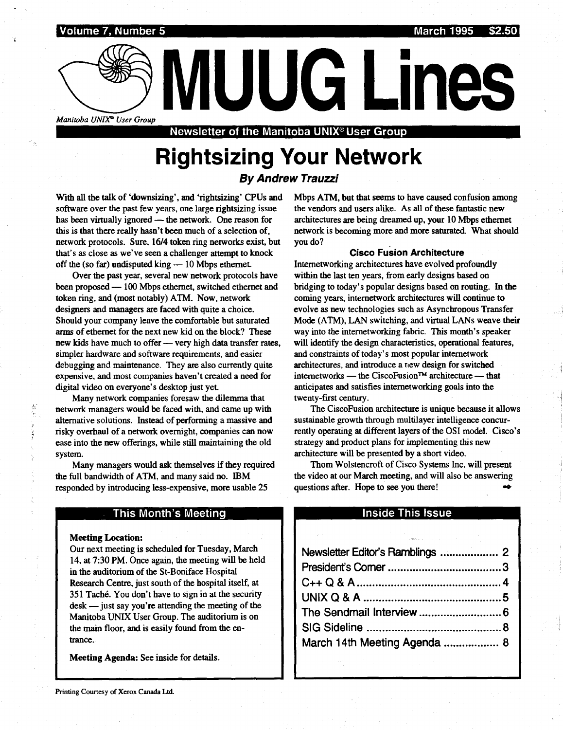Volume 7, Number 5 — March 1995 — $2.50

# MUUG Lines

*Manitoba UNIX® User Group*

**Newsletter of the Manitoba UNIX© User Group**

# Rightsizing Your Network

### *By Andrew Trauzzi*

With all the talk of 'downsizing', and 'rightsizing' CPUs and software over the past few years, one large rightsizing issue has been virtually ignored — the network. One reason for this is that there really hasn't been much of a selection of, network protocols. Sure, 16/4 token ring networks exist, but that's as close as we've seen a challenger attempt to knock off the (so far) undisputed king — 10 Mbps ethernet.

Over the past year, several new network protocols have been proposed — 100 Mbps ethernet, switched ethernet and token ring, and (most notably) ATM. Now, network designers and managers are faced with quite a choice. Should your company leave the comfortable but saturated arms of ethernet for the next new kid on the block? These new kids have much to offer — very high data transfer rates, simpler hardware and software requirements, and easier debugging and maintenance. They are also currently quite expensive, and most companies haven't created a need for digital video on everyone's desktop just yet.

Many network companies foresaw the dilemma that network managers would be faced with, and came up with alternative solutions. Instead of performing a massive and risky overhaul of a network overnight, companies can now ease into the new offerings, while still maintaining the old system.

Many managers would ask themselves if they required the full bandwidth of ATM, and many said no. IBM responded by introducing less-expensive, more usable 25 Mbps ATM, but that seems to have caused confusion among the vendors and users alike. As all of these fantastic new architectures are being dreamed up, your 10 Mbps ethernet network is becoming more and more saturated. What should you do?

#### Cisco Fusion Architecture

Internetworking architectures have evolved profoundly within the last ten years, from early designs based on bridging to today's popular designs based on routing. In the coming years, internetwork architectures will continue to evolve as new technologies such as Asynchronous Transfer Mode (ATM), LAN switching, and virtual LANs weave their way into the internetworking fabric. This month's speaker will identify the design characteristics, operational features, and constraints of today's most popular internetwork architectures, and introduce a new design for switched internetworks — the CiscoFusion™ architecture — that anticipates and satisfies internetworking goals into the twenty-first century.

The CiscoFusion architecture is unique because it allows sustainable growth through multilayer intelligence concurrently operating at different layers of the OSI model. Cisco's strategy and product plans for implementing this new architecture will be presented by a short video.

Thom Wolstencroft of Cisco Systems Inc. will present the video at our March meeting, and will also be answering questions after. Hope to see you there!

## This Month's Meeting

**Meeting Location:**
Our next meeting is scheduled for Tuesday, March 14, at 7:30 PM. Once again, the meeting will be held in the auditorium of the St-Boniface Hospital Research Centre, just south of the hospital itself, at 351 Taché. You don't have to sign in at the security desk — just say you're attending the meeting of the Manitoba UNIX User Group. The auditorium is on the main floor, and is easily found from the entrance.

**Meeting Agenda:** See inside for details.

## Inside This Issue

| | |
|---|---|
| Newsletter Editor's Ramblings | 2 |
| President's Corner | 3 |
| C++ Q & A | 4 |
| UNIX Q & A | 5 |
| The Sendmail Interview | 6 |
| SIG Sideline | 8 |
| March 14th Meeting Agenda | 8 |

Printing Courtesy of Xerox Canada Ltd.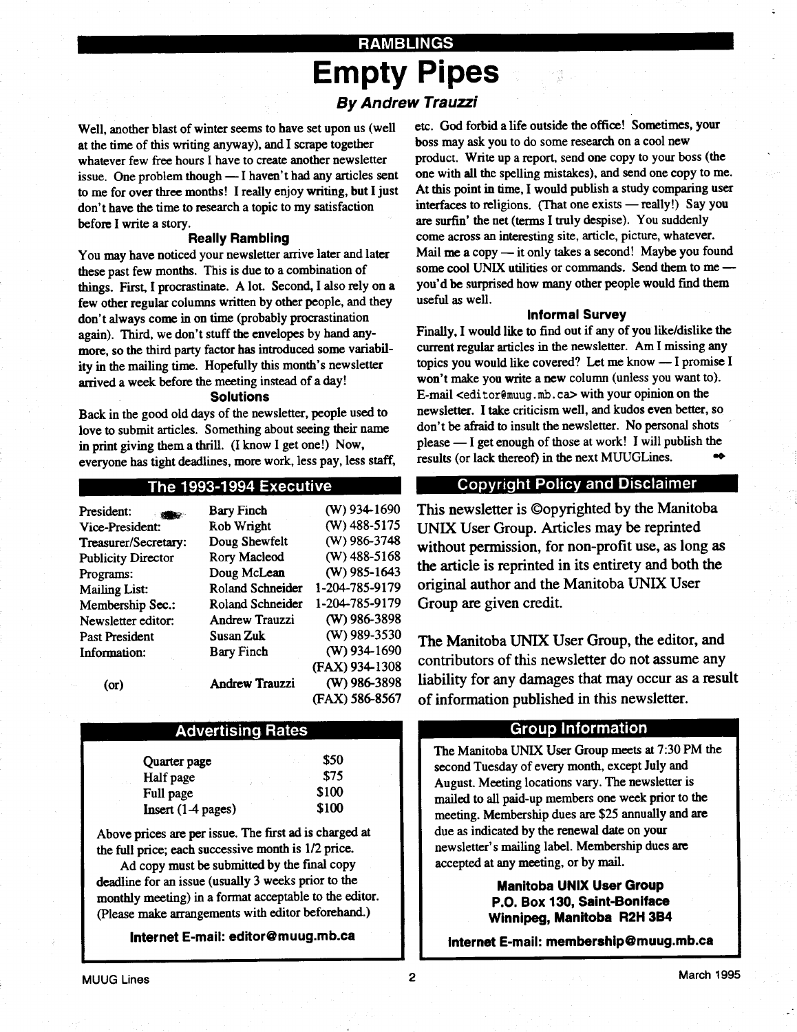RAMBLINGS

# Empty Pipes

***By Andrew Trauzzi***

Well, another blast of winter seems to have set upon us (well at the time of this writing anyway), and I scrape together whatever few free hours I have to create another newsletter issue. One problem though — I haven't had any articles sent to me for over three months! I really enjoy writing, but I just don't have the time to research a topic to my satisfaction before I write a story.

### Really Rambling

You may have noticed your newsletter arrive later and later these past few months. This is due to a combination of things. First, I procrastinate. A lot. Second, I also rely on a few other regular columns written by other people, and they don't always come in on time (probably procrastination again). Third, we don't stuff the envelopes by hand anymore, so the third party factor has introduced some variability in the mailing time. Hopefully this month's newsletter arrived a week before the meeting instead of a day!

### Solutions

Back in the good old days of the newsletter, people used to love to submit articles. Something about seeing their name in print giving them a thrill. (I know I get one!) Now, everyone has tight deadlines, more work, less pay, less staff, etc. God forbid a life outside the office! Sometimes, your boss may ask you to do some research on a cool new product. Write up a report, send one copy to your boss (the one with all the spelling mistakes), and send one copy to me. At this point in time, I would publish a study comparing user interfaces to religions. (That one exists — really!) Say you are surfin' the net (terms I truly despise). You suddenly come across an interesting site, article, picture, whatever. Mail me a copy — it only takes a second! Maybe you found some cool UNIX utilities or commands. Send them to me — you'd be surprised how many other people would find them useful as well.

### Informal Survey

Finally, I would like to find out if any of you like/dislike the current regular articles in the newsletter. Am I missing any topics you would like covered? Let me know — I promise I won't make you write a new column (unless you want to). E-mail <editor@muug.mb.ca> with your opinion on the newsletter. I take criticism well, and kudos even better, so don't be afraid to insult the newsletter. No personal shots please — I get enough of those at work! I will publish the results (or lack thereof) in the next MUUGLines.

## The 1993-1994 Executive

| | | |
|---|---|---|
| President: | Bary Finch | (W) 934-1690 |
| Vice-President: | Rob Wright | (W) 488-5175 |
| Treasurer/Secretary: | Doug Shewfelt | (W) 986-3748 |
| Publicity Director | Rory Macleod | (W) 488-5168 |
| Programs: | Doug McLean | (W) 985-1643 |
| Mailing List: | Roland Schneider | 1-204-785-9179 |
| Membership Sec.: | Roland Schneider | 1-204-785-9179 |
| Newsletter editor: | Andrew Trauzzi | (W) 986-3898 |
| Past President | Susan Zuk | (W) 989-3530 |
| Information: | Bary Finch | (W) 934-1690 |
| | | (FAX) 934-1308 |
| (or) | Andrew Trauzzi | (W) 986-3898 |
| | | (FAX) 586-8567 |

## Copyright Policy and Disclaimer

This newsletter is ©opyrighted by the Manitoba UNIX User Group. Articles may be reprinted without permission, for non-profit use, as long as the article is reprinted in its entirety and both the original author and the Manitoba UNIX User Group are given credit.

The Manitoba UNIX User Group, the editor, and contributors of this newsletter do not assume any liability for any damages that may occur as a result of information published in this newsletter.

## Advertising Rates

| | |
|---|---|
| Quarter page | $50 |
| Half page | $75 |
| Full page | $100 |
| Insert (1-4 pages) | $100 |

Above prices are per issue. The first ad is charged at the full price; each successive month is 1/2 price.

Ad copy must be submitted by the final copy deadline for an issue (usually 3 weeks prior to the monthly meeting) in a format acceptable to the editor. (Please make arrangements with editor beforehand.)

**Internet E-mail: editor@muug.mb.ca**

## Group Information

The Manitoba UNIX User Group meets at 7:30 PM the second Tuesday of every month, except July and August. Meeting locations vary. The newsletter is mailed to all paid-up members one week prior to the meeting. Membership dues are $25 annually and are due as indicated by the renewal date on your newsletter's mailing label. Membership dues are accepted at any meeting, or by mail.

**Manitoba UNIX User Group**
**P.O. Box 130, Saint-Boniface**
**Winnipeg, Manitoba R2H 3B4**

**Internet E-mail: membership@muug.mb.ca**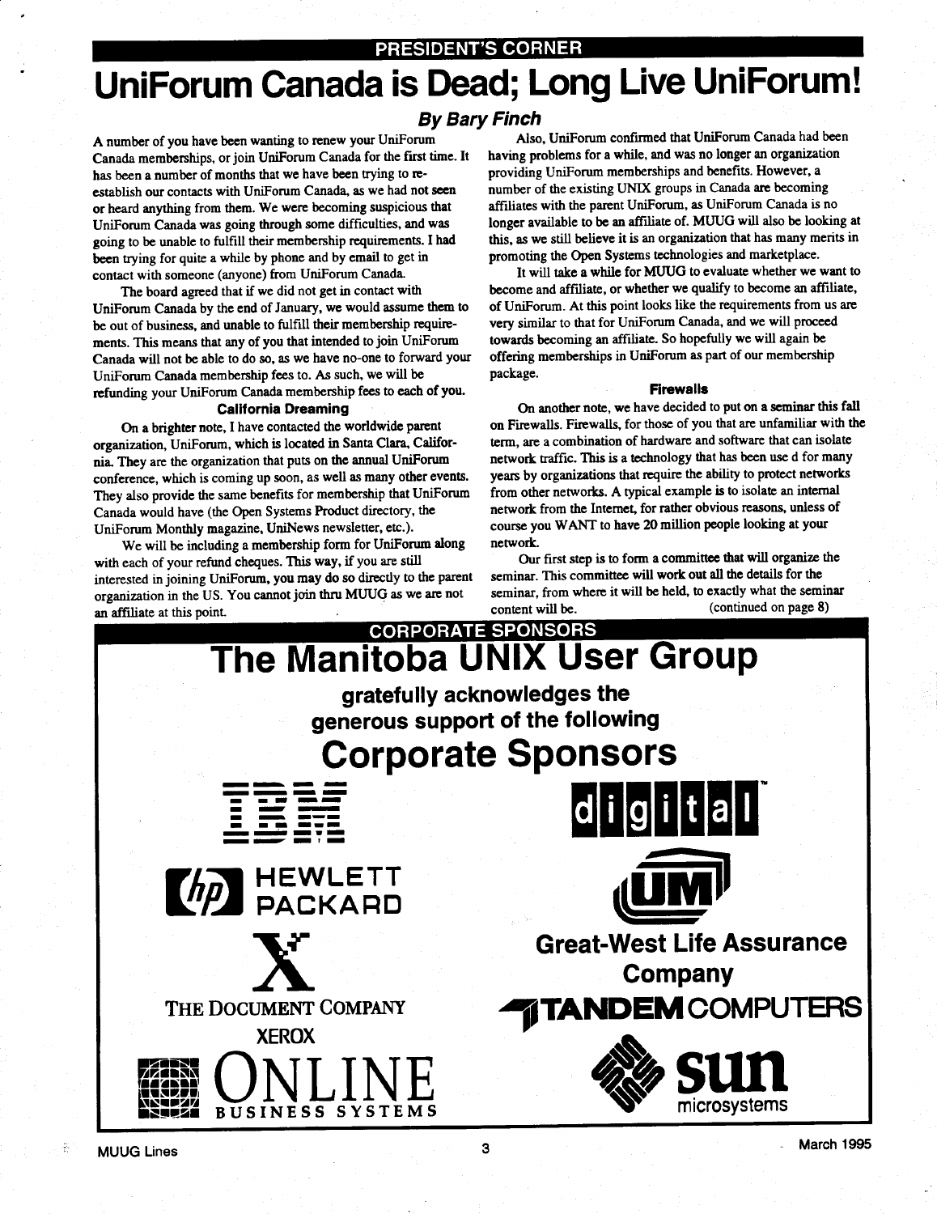PRESIDENT'S CORNER

# UniForum Canada is Dead; Long Live UniForum!

***By Bary Finch***

A number of you have been wanting to renew your UniForum Canada memberships, or join UniForum Canada for the first time. It has been a number of months that we have been trying to re-establish our contacts with UniForum Canada, as we had not seen or heard anything from them. We were becoming suspicious that UniForum Canada was going through some difficulties, and was going to be unable to fulfill their membership requirements. I had been trying for quite a while by phone and by email to get in contact with someone (anyone) from UniForum Canada.

The board agreed that if we did not get in contact with UniForum Canada by the end of January, we would assume them to be out of business, and unable to fulfill their membership requirements. This means that any of you that intended to join UniForum Canada will not be able to do so, as we have no-one to forward your UniForum Canada membership fees to. As such, we will be refunding your UniForum Canada membership fees to each of you.

### California Dreaming

On a brighter note, I have contacted the worldwide parent organization, UniForum, which is located in Santa Clara, California. They are the organization that puts on the annual UniForum conference, which is coming up soon, as well as many other events. They also provide the same benefits for membership that UniForum Canada would have (the Open Systems Product directory, the UniForum Monthly magazine, UniNews newsletter, etc.).

We will be including a membership form for UniForum along with each of your refund cheques. This way, if you are still interested in joining UniForum, you may do so directly to the parent organization in the US. You cannot join thru MUUG as we are not an affiliate at this point.

Also, UniForum confirmed that UniForum Canada had been having problems for a while, and was no longer an organization providing UniForum memberships and benefits. However, a number of the existing UNIX groups in Canada are becoming affiliates with the parent UniForum, as UniForum Canada is no longer available to be an affiliate of. MUUG will also be looking at this, as we still believe it is an organization that has many merits in promoting the Open Systems technologies and marketplace.

It will take a while for MUUG to evaluate whether we want to become and affiliate, or whether we qualify to become an affiliate, of UniForum. At this point looks like the requirements from us are very similar to that for UniForum Canada, and we will proceed towards becoming an affiliate. So hopefully we will again be offering memberships in UniForum as part of our membership package.

### Firewalls

On another note, we have decided to put on a seminar this fall on Firewalls. Firewalls, for those of you that are unfamiliar with the term, are a combination of hardware and software that can isolate network traffic. This is a technology that has been use d for many years by organizations that require the ability to protect networks from other networks. A typical example is to isolate an internal network from the Internet, for rather obvious reasons, unless of course you WANT to have 20 million people looking at your network.

Our first step is to form a committee that will organize the seminar. This committee will work out all the details for the seminar, from where it will be held, to exactly what the seminar content will be. (continued on page 8)

CORPORATE SPONSORS

# The Manitoba UNIX User Group

**gratefully acknowledges the generous support of the following**

# Corporate Sponsors

IBM

digital

HEWLETT PACKARD

UM

THE DOCUMENT COMPANY XEROX

Great-West Life Assurance Company

TANDEM COMPUTERS

ONLINE BUSINESS SYSTEMS

sun microsystems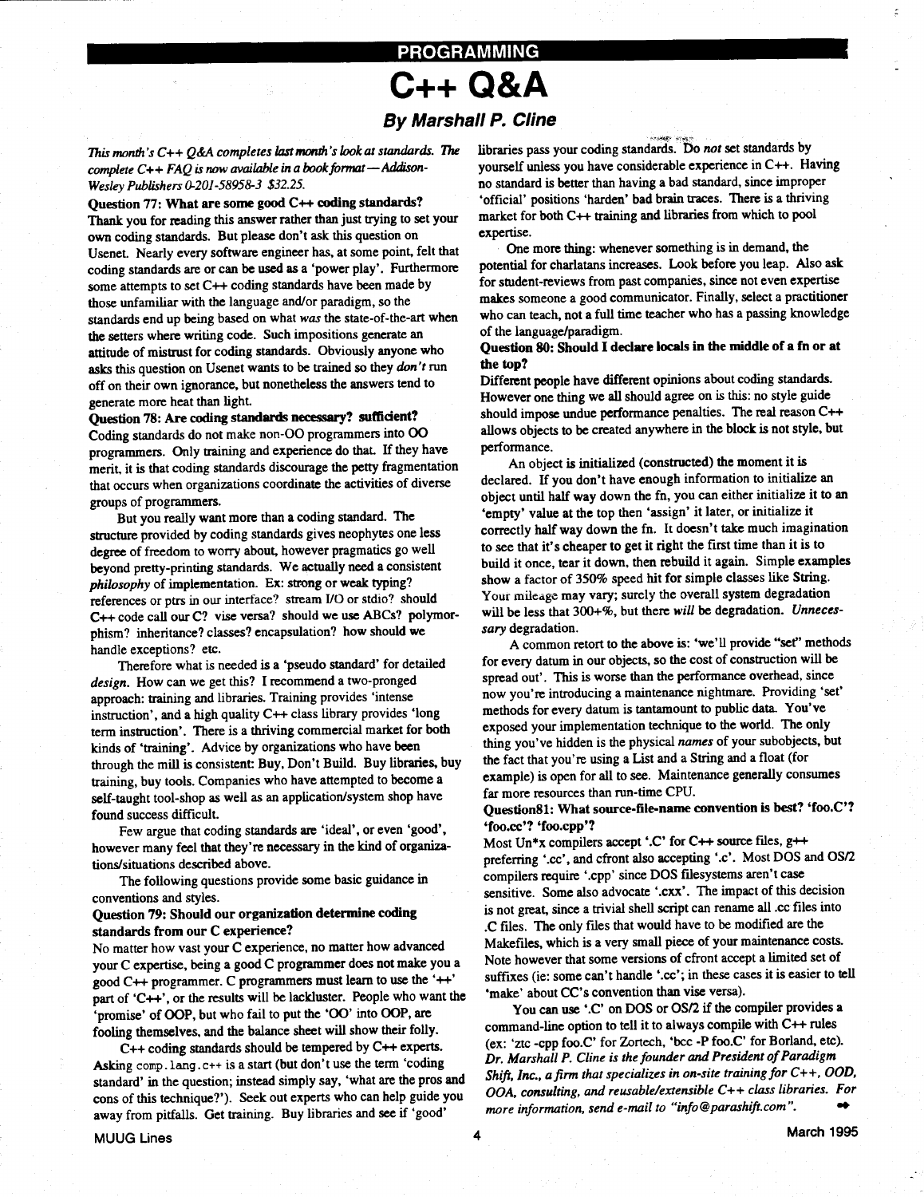PROGRAMMING

# C++ Q&A

## By Marshall P. Cline

*This month's C++ Q&A completes last month's look at standards. The complete C++ FAQ is now available in a book format — Addison-Wesley Publishers 0-201-58958-3 $32.25.*

**Question 77: What are some good C++ coding standards?**

Thank you for reading this answer rather than just trying to set your own coding standards. But please don't ask this question on Usenet. Nearly every software engineer has, at some point, felt that coding standards are or can be used as a 'power play'. Furthermore some attempts to set C++ coding standards have been made by those unfamiliar with the language and/or paradigm, so the standards end up being based on what *was* the state-of-the-art when the setters where writing code. Such impositions generate an attitude of mistrust for coding standards. Obviously anyone who asks this question on Usenet wants to be trained so they *don't* run off on their own ignorance, but nonetheless the answers tend to generate more heat than light.

**Question 78: Are coding standards necessary? sufficient?**

Coding standards do not make non-OO programmers into OO programmers. Only training and experience do that. If they have merit, it is that coding standards discourage the petty fragmentation that occurs when organizations coordinate the activities of diverse groups of programmers.

But you really want more than a coding standard. The structure provided by coding standards gives neophytes one less degree of freedom to worry about, however pragmatics go well beyond pretty-printing standards. We actually need a consistent *philosophy* of implementation. Ex: strong or weak typing? references or ptrs in our interface? stream I/O or stdio? should C++ code call our C? vise versa? should we use ABCs? polymorphism? inheritance? classes? encapsulation? how should we handle exceptions? etc.

Therefore what is needed is a 'pseudo standard' for detailed *design*. How can we get this? I recommend a two-pronged approach: training and libraries. Training provides 'intense instruction', and a high quality C++ class library provides 'long term instruction'. There is a thriving commercial market for both kinds of 'training'. Advice by organizations who have been through the mill is consistent: Buy, Don't Build. Buy libraries, buy training, buy tools. Companies who have attempted to become a self-taught tool-shop as well as an application/system shop have found success difficult.

Few argue that coding standards are 'ideal', or even 'good', however many feel that they're necessary in the kind of organizations/situations described above.

The following questions provide some basic guidance in conventions and styles.

**Question 79: Should our organization determine coding standards from our C experience?**

No matter how vast your C experience, no matter how advanced your C expertise, being a good C programmer does not make you a good C++ programmer. C programmers must learn to use the '++' part of 'C++', or the results will be lackluster. People who want the 'promise' of OOP, but who fail to put the 'OO' into OOP, are fooling themselves, and the balance sheet will show their folly.

C++ coding standards should be tempered by C++ experts. Asking `comp.lang.c++` is a start (but don't use the term 'coding standard' in the question; instead simply say, 'what are the pros and cons of this technique?'). Seek out experts who can help guide you away from pitfalls. Get training. Buy libraries and see if 'good' libraries pass your coding standards. Do *not* set standards by yourself unless you have considerable experience in C++. Having no standard is better than having a bad standard, since improper 'official' positions 'harden' bad brain traces. There is a thriving market for both C++ training and libraries from which to pool expertise.

One more thing: whenever something is in demand, the potential for charlatans increases. Look before you leap. Also ask for student-reviews from past companies, since not even expertise makes someone a good communicator. Finally, select a practitioner who can teach, not a full time teacher who has a passing knowledge of the language/paradigm.

**Question 80: Should I declare locals in the middle of a fn or at the top?**

Different people have different opinions about coding standards. However one thing we all should agree on is this: no style guide should impose undue performance penalties. The real reason C++ allows objects to be created anywhere in the block is not style, but performance.

An object is initialized (constructed) the moment it is declared. If you don't have enough information to initialize an object until half way down the fn, you can either initialize it to an 'empty' value at the top then 'assign' it later, or initialize it correctly half way down the fn. It doesn't take much imagination to see that it's cheaper to get it right the first time than it is to build it once, tear it down, then rebuild it again. Simple examples show a factor of 350% speed hit for simple classes like String. Your mileage may vary; surely the overall system degradation will be less that 300+%, but there *will* be degradation. *Unnecessary* degradation.

A common retort to the above is: 'we'll provide "set" methods for every datum in our objects, so the cost of construction will be spread out'. This is worse than the performance overhead, since now you're introducing a maintenance nightmare. Providing 'set' methods for every datum is tantamount to public data. You've exposed your implementation technique to the world. The only thing you've hidden is the physical *names* of your subobjects, but the fact that you're using a List and a String and a float (for example) is open for all to see. Maintenance generally consumes far more resources than run-time CPU.

**Question81: What source-file-name convention is best? 'foo.C'? 'foo.cc'? 'foo.cpp'?**

Most Un*x compilers accept '.C' for C++ source files, g++ preferring '.cc', and cfront also accepting '.c'. Most DOS and OS/2 compilers require '.cpp' since DOS filesystems aren't case sensitive. Some also advocate '.cxx'. The impact of this decision is not great, since a trivial shell script can rename all .cc files into .C files. The only files that would have to be modified are the Makefiles, which is a very small piece of your maintenance costs. Note however that some versions of cfront accept a limited set of suffixes (ie: some can't handle '.cc'; in these cases it is easier to tell 'make' about CC's convention than vise versa).

You can use '.C' on DOS or OS/2 if the compiler provides a command-line option to tell it to always compile with C++ rules (ex: 'ztc -cpp foo.C' for Zortech, 'bcc -P foo.C' for Borland, etc).

*Dr. Marshall P. Cline is the founder and President of Paradigm Shift, Inc., a firm that specializes in on-site training for C++, OOD, OOA, consulting, and reusable/extensible C++ class libraries. For more information, send e-mail to "info@parashift.com".*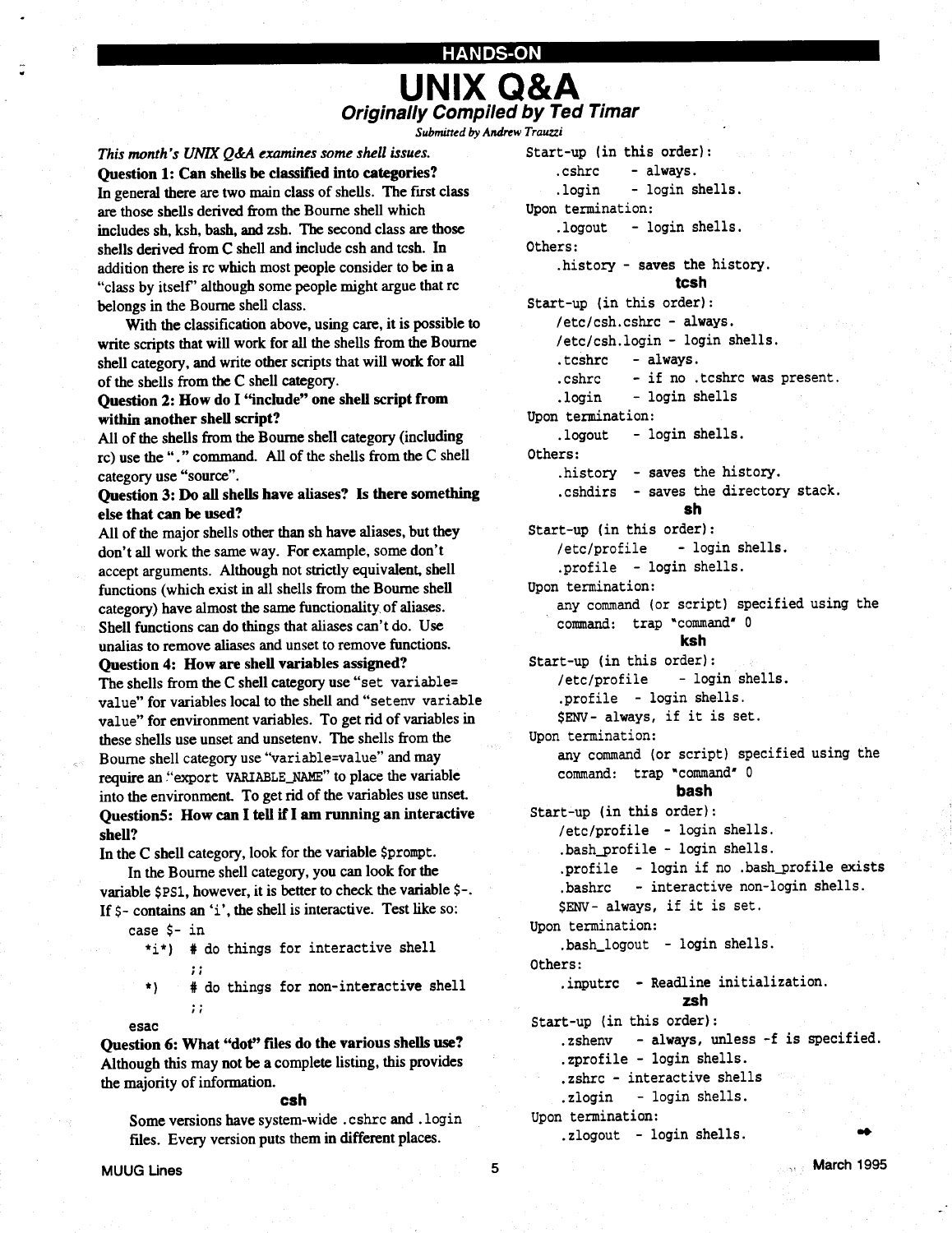HANDS-ON

# UNIX Q&A

### *Originally Compiled by Ted Timar*

*Submitted by Andrew Trauzzi*

*This month's UNIX Q&A examines some shell issues.*

**Question 1: Can shells be classified into categories?**

In general there are two main class of shells. The first class are those shells derived from the Bourne shell which includes sh, ksh, bash, and zsh. The second class are those shells derived from C shell and include csh and tcsh. In addition there is rc which most people consider to be in a "class by itself" although some people might argue that rc belongs in the Bourne shell class.

With the classification above, using care, it is possible to write scripts that will work for all the shells from the Bourne shell category, and write other scripts that will work for all of the shells from the C shell category.

**Question 2: How do I "include" one shell script from within another shell script?**

All of the shells from the Bourne shell category (including rc) use the "." command. All of the shells from the C shell category use "source".

**Question 3: Do all shells have aliases? Is there something else that can be used?**

All of the major shells other than sh have aliases, but they don't all work the same way. For example, some don't accept arguments. Although not strictly equivalent, shell functions (which exist in all shells from the Bourne shell category) have almost the same functionality of aliases. Shell functions can do things that aliases can't do. Use unalias to remove aliases and unset to remove functions.

**Question 4: How are shell variables assigned?**

The shells from the C shell category use "`set variable=value`" for variables local to the shell and "`setenv variable value`" for environment variables. To get rid of variables in these shells use unset and unsetenv. The shells from the Bourne shell category use "`variable=value`" and may require an "`export VARIABLE_NAME`" to place the variable into the environment. To get rid of the variables use unset.

**Question5: How can I tell if I am running an interactive shell?**

In the C shell category, look for the variable `$prompt`.

In the Bourne shell category, you can look for the variable `$PS1`, however, it is better to check the variable `$-`. If `$-` contains an 'i', the shell is interactive. Test like so:

```
case $- in
   *i*)  # do things for interactive shell
         ;;
   *)    # do things for non-interactive shell
         ;;
esac
```

**Question 6: What "dot" files do the various shells use?**

Although this may not be a complete listing, this provides the majority of information.

#### csh

Some versions have system-wide `.cshrc` and `.login` files. Every version puts them in different places.

```
Start-up (in this order):
    .cshrc    - always.
    .login    - login shells.
Upon termination:
    .logout   - login shells.
Others:
    .history - saves the history.
```

#### tcsh

```
Start-up (in this order):
    /etc/csh.cshrc - always.
    /etc/csh.login - login shells.
    .tcshrc   - always.
    .cshrc    - if no .tcshrc was present.
    .login    - login shells
Upon termination:
    .logout   - login shells.
Others:
    .history  - saves the history.
    .cshdirs  - saves the directory stack.
```

#### sh

```
Start-up (in this order):
    /etc/profile    - login shells.
    .profile  - login shells.
Upon termination:
    any command (or script) specified using the
    command:  trap "command" 0
```

#### ksh

```
Start-up (in this order):
    /etc/profile    - login shells.
    .profile  - login shells.
    $ENV- always, if it is set.
Upon termination:
    any command (or script) specified using the
    command:  trap "command" 0
```

#### bash

```
Start-up (in this order):
    /etc/profile  - login shells.
    .bash_profile - login shells.
    .profile  - login if no .bash_profile exists
    .bashrc   - interactive non-login shells.
    $ENV- always, if it is set.
Upon termination:
    .bash_logout  - login shells.
Others:
    .inputrc  - Readline initialization.
```

#### zsh

```
Start-up (in this order):
    .zshenv   - always, unless -f is specified.
    .zprofile - login shells.
    .zshrc - interactive shells
    .zlogin   - login shells.
Upon termination:
    .zlogout  - login shells.
```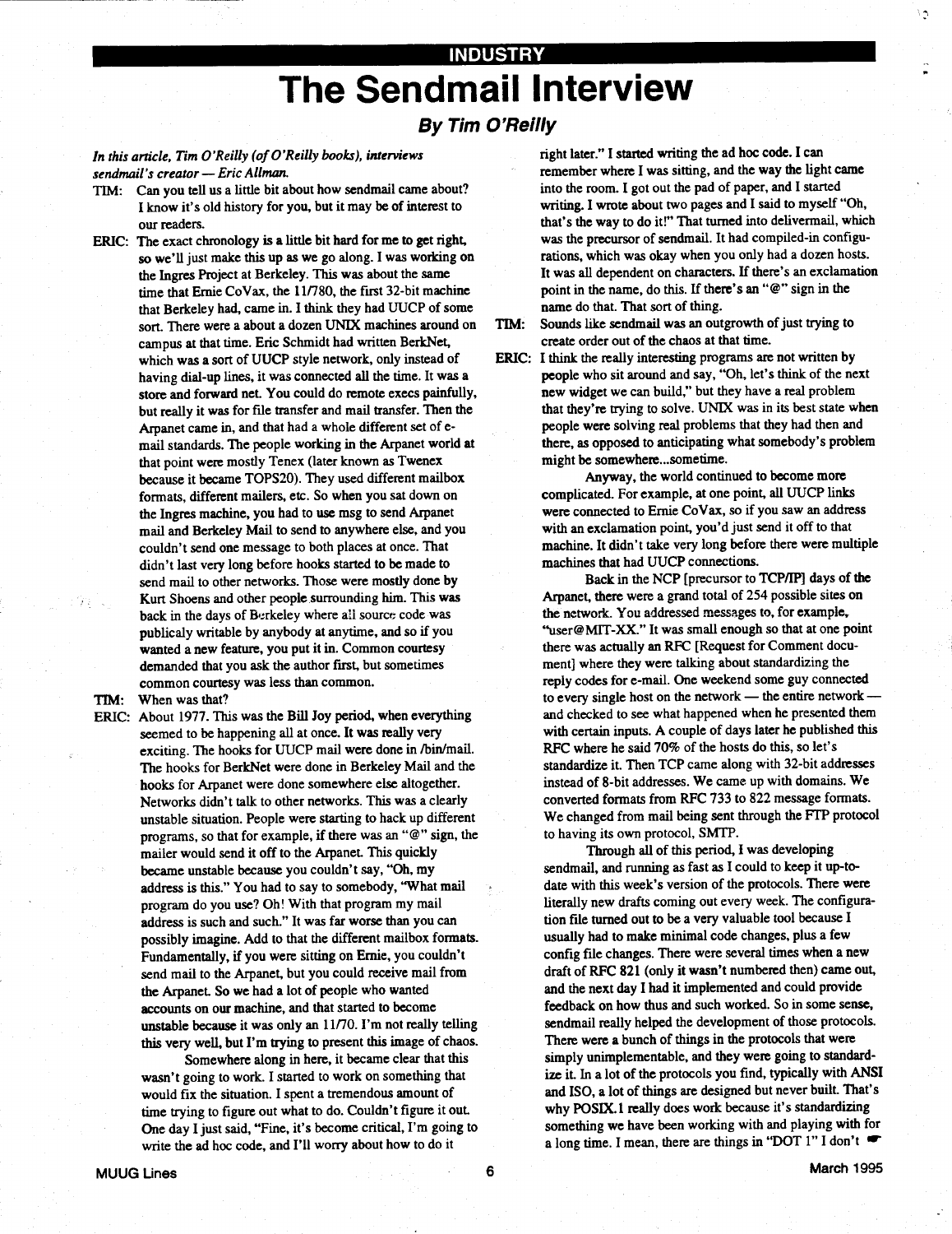INDUSTRY

# The Sendmail Interview

## By Tim O'Reilly

*In this article, Tim O'Reilly (of O'Reilly books), interviews sendmail's creator — Eric Allman.*

TIM: Can you tell us a little bit about how sendmail came about? I know it's old history for you, but it may be of interest to our readers.

ERIC: The exact chronology is a little bit hard for me to get right, so we'll just make this up as we go along. I was working on the Ingres Project at Berkeley. This was about the same time that Ernie CoVax, the 11/780, the first 32-bit machine that Berkeley had, came in. I think they had UUCP of some sort. There were a about a dozen UNIX machines around on campus at that time. Eric Schmidt had written BerkNet, which was a sort of UUCP style network, only instead of having dial-up lines, it was connected all the time. It was a store and forward net. You could do remote execs painfully, but really it was for file transfer and mail transfer. Then the Arpanet came in, and that had a whole different set of e-mail standards. The people working in the Arpanet world at that point were mostly Tenex (later known as Twenex because it became TOPS20). They used different mailbox formats, different mailers, etc. So when you sat down on the Ingres machine, you had to use msg to send Arpanet mail and Berkeley Mail to send to anywhere else, and you couldn't send one message to both places at once. That didn't last very long before hooks started to be made to send mail to other networks. Those were mostly done by Kurt Shoens and other people surrounding him. This was back in the days of Berkeley where all source code was publicaly writable by anybody at anytime, and so if you wanted a new feature, you put it in. Common courtesy demanded that you ask the author first, but sometimes common courtesy was less than common.

TIM: When was that?

ERIC: About 1977. This was the Bill Joy period, when everything seemed to be happening all at once. It was really very exciting. The hooks for UUCP mail were done in /bin/mail. The hooks for BerkNet were done in Berkeley Mail and the hooks for Arpanet were done somewhere else altogether. Networks didn't talk to other networks. This was a clearly unstable situation. People were starting to hack up different programs, so that for example, if there was an "@" sign, the mailer would send it off to the Arpanet. This quickly became unstable because you couldn't say, "Oh, my address is this." You had to say to somebody, "What mail program do you use? Oh! With that program my mail address is such and such." It was far worse than you can possibly imagine. Add to that the different mailbox formats. Fundamentally, if you were sitting on Ernie, you couldn't send mail to the Arpanet, but you could receive mail from the Arpanet. So we had a lot of people who wanted accounts on our machine, and that started to become unstable because it was only an 11/70. I'm not really telling this very well, but I'm trying to present this image of chaos.

Somewhere along in here, it became clear that this wasn't going to work. I started to work on something that would fix the situation. I spent a tremendous amount of time trying to figure out what to do. Couldn't figure it out. One day I just said, "Fine, it's become critical, I'm going to write the ad hoc code, and I'll worry about how to do it right later." I started writing the ad hoc code. I can remember where I was sitting, and the way the light came into the room. I got out the pad of paper, and I started writing. I wrote about two pages and I said to myself "Oh, that's the way to do it!" That turned into delivermail, which was the precursor of sendmail. It had compiled-in configurations, which was okay when you only had a dozen hosts. It was all dependent on characters. If there's an exclamation point in the name, do this. If there's an "@" sign in the name do that. That sort of thing.

TIM: Sounds like sendmail was an outgrowth of just trying to create order out of the chaos at that time.

ERIC: I think the really interesting programs are not written by people who sit around and say, "Oh, let's think of the next new widget we can build," but they have a real problem that they're trying to solve. UNIX was in its best state when people were solving real problems that they had then and there, as opposed to anticipating what somebody's problem might be somewhere...sometime.

Anyway, the world continued to become more complicated. For example, at one point, all UUCP links were connected to Ernie CoVax, so if you saw an address with an exclamation point, you'd just send it off to that machine. It didn't take very long before there were multiple machines that had UUCP connections.

Back in the NCP [precursor to TCP/IP] days of the Arpanet, there were a grand total of 254 possible sites on the network. You addressed messages to, for example, "user@MIT-XX." It was small enough so that at one point there was actually an RFC [Request for Comment document] where they were talking about standardizing the reply codes for e-mail. One weekend some guy connected to every single host on the network — the entire network — and checked to see what happened when he presented them with certain inputs. A couple of days later he published this RFC where he said 70% of the hosts do this, so let's standardize it. Then TCP came along with 32-bit addresses instead of 8-bit addresses. We came up with domains. We converted formats from RFC 733 to 822 message formats. We changed from mail being sent through the FTP protocol to having its own protocol, SMTP.

Through all of this period, I was developing sendmail, and running as fast as I could to keep it up-to-date with this week's version of the protocols. There were literally new drafts coming out every week. The configuration file turned out to be a very valuable tool because I usually had to make minimal code changes, plus a few config file changes. There were several times when a new draft of RFC 821 (only it wasn't numbered then) came out, and the next day I had it implemented and could provide feedback on how thus and such worked. So in some sense, sendmail really helped the development of those protocols. There were a bunch of things in the protocols that were simply unimplementable, and they were going to standardize it. In a lot of the protocols you find, typically with ANSI and ISO, a lot of things are designed but never built. That's why POSIX.1 really does work because it's standardizing something we have been working with and playing with for a long time. I mean, there are things in "DOT 1" I don't ☛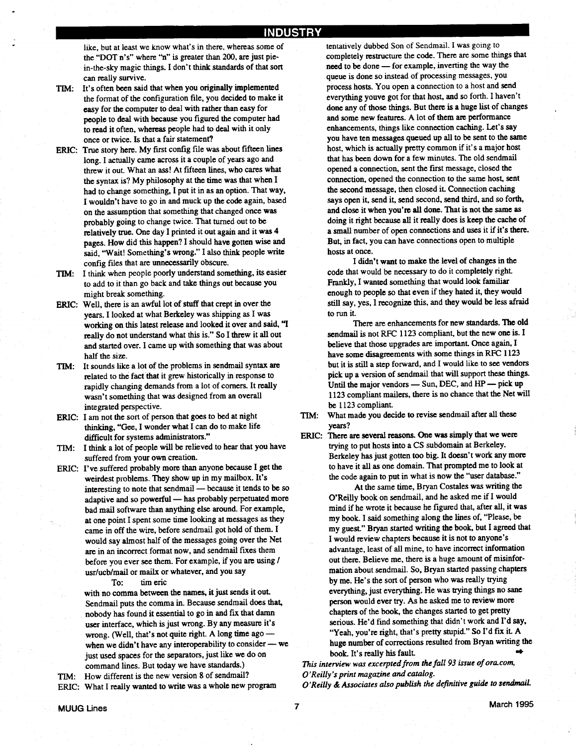like, but at least we know what's in there, whereas some of the "DOT n's" where "n" is greater than 200, are just pie-in-the-sky magic things. I don't think standards of that sort can really survive.

**TIM:** It's often been said that when you originally implemented the format of the configuration file, you decided to make it easy for the computer to deal with rather than easy for people to deal with because you figured the computer had to read it often, whereas people had to deal with it only once or twice. Is that a fair statement?

**ERIC:** True story here. My first config file was about fifteen lines long. I actually came across it a couple of years ago and threw it out. What an ass! At fifteen lines, who cares what the syntax is? My philosophy at the time was that when I had to change something, I put it in as an option. That way, I wouldn't have to go in and muck up the code again, based on the assumption that something that changed once was probably going to change twice. That turned out to be relatively true. One day I printed it out again and it was 4 pages. How did this happen? I should have gotten wise and said, "Wait! Something's wrong." I also think people write config files that are unnecessarily obscure.

**TIM:** I think when people poorly understand something, its easier to add to it than go back and take things out because you might break something.

**ERIC:** Well, there is an awful lot of stuff that crept in over the years. I looked at what Berkeley was shipping as I was working on this latest release and looked it over and said, "I really do not understand what this is." So I threw it all out and started over. I came up with something that was about half the size.

**TIM:** It sounds like a lot of the problems in sendmail syntax are related to the fact that it grew historically in response to rapidly changing demands from a lot of corners. It really wasn't something that was designed from an overall integrated perspective.

**ERIC:** I am not the sort of person that goes to bed at night thinking, "Gee, I wonder what I can do to make life difficult for systems administrators."

**TIM:** I think a lot of people will be relieved to hear that you have suffered from your own creation.

**ERIC:** I've suffered probably more than anyone because I get the weirdest problems. They show up in my mailbox. It's interesting to note that sendmail — because it tends to be so adaptive and so powerful — has probably perpetuated more bad mail software than anything else around. For example, at one point I spent some time looking at messages as they came in off the wire, before sendmail got hold of them. I would say almost half of the messages going over the Net are in an incorrect format now, and sendmail fixes them before you ever see them. For example, if you are using /usr/ucb/mail or mailx or whatever, and you say

To: tim eric

with no comma between the names, it just sends it out. Sendmail puts the comma in. Because sendmail does that, nobody has found it essential to go in and fix that damn user interface, which is just wrong. By any measure it's wrong. (Well, that's not quite right. A long time ago — when we didn't have any interoperability to consider — we just used spaces for the separators, just like we do on command lines. But today we have standards.)

**TIM:** How different is the new version 8 of sendmail?

**ERIC:** What I really wanted to write was a whole new program tentatively dubbed Son of Sendmail. I was going to completely restructure the code. There are some things that need to be done — for example, inverting the way the queue is done so instead of processing messages, you process hosts. You open a connection to a host and send everything youve got for that host, and so forth. I haven't done any of those things. But there is a huge list of changes and some new features. A lot of them are performance enhancements, things like connection caching. Let's say you have ten messages queued up all to be sent to the same host, which is actually pretty common if it's a major host that has been down for a few minutes. The old sendmail opened a connection, sent the first message, closed the connection, opened the connection to the same host, sent the second message, then closed it. Connection caching says open it, send it, send second, send third, and so forth, and close it when you're all done. That is not the same as doing it right because all it really does is keep the cache of a small number of open connections and uses it if it's there. But, in fact, you can have connections open to multiple hosts at once.

I didn't want to make the level of changes in the code that would be necessary to do it completely right. Frankly, I wanted something that would look familiar enough to people so that even if they hated it, they would still say, yes, I recognize this, and they would be less afraid to run it.

There are enhancements for new standards. The old sendmail is not RFC 1123 compliant, but the new one is. I believe that those upgrades are important. Once again, I have some disagreements with some things in RFC 1123 but it is still a step forward, and I would like to see vendors pick up a version of sendmail that will support these things. Until the major vendors — Sun, DEC, and HP — pick up 1123 compliant mailers, there is no chance that the Net will be 1123 compliant.

**TIM:** What made you decide to revise sendmail after all these years?

**ERIC:** There are several reasons. One was simply that we were trying to put hosts into a CS subdomain at Berkeley. Berkeley has just gotten too big. It doesn't work any more to have it all as one domain. That prompted me to look at the code again to put in what is now the "user database."

At the same time, Bryan Costales was writing the O'Reilly book on sendmail, and he asked me if I would mind if he wrote it because he figured that, after all, it was my book. I said something along the lines of, "Please, be my guest." Bryan started writing the book, but I agreed that I would review chapters because it is not to anyone's advantage, least of all mine, to have incorrect information out there. Believe me, there is a huge amount of misinformation about sendmail. So, Bryan started passing chapters by me. He's the sort of person who was really trying everything, just everything. He was trying things no sane person would ever try. As he asked me to review more chapters of the book, the changes started to get pretty serious. He'd find something that didn't work and I'd say, "Yeah, you're right, that's pretty stupid." So I'd fix it. A huge number of corrections resulted from Bryan writing the book. It's really his fault.

*This interview was excerpted from the fall 93 issue of ora.com, O'Reilly's print magazine and catalog.*

*O'Reilly & Associates also publish the definitive guide to sendmail.*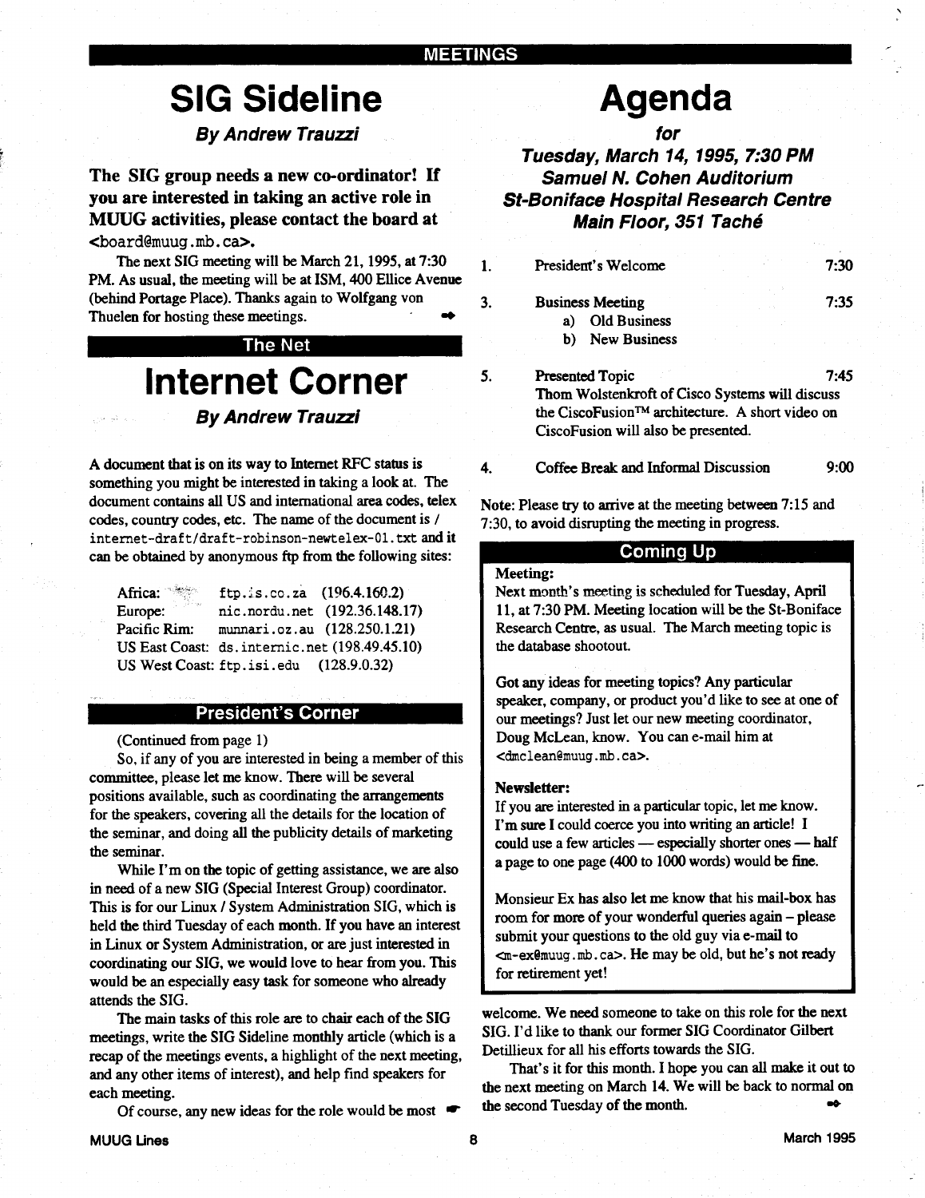MEETINGS

# SIG Sideline

*By Andrew Trauzzi*

**The SIG group needs a new co-ordinator! If you are interested in taking an active role in MUUG activities, please contact the board at <board@muug.mb.ca>.**

The next SIG meeting will be March 21, 1995, at 7:30 PM. As usual, the meeting will be at ISM, 400 Ellice Avenue (behind Portage Place). Thanks again to Wolfgang von Thuelen for hosting these meetings.

## The Net

# Internet Corner

*By Andrew Trauzzi*

A document that is on its way to Internet RFC status is something you might be interested in taking a look at. The document contains all US and international area codes, telex codes, country codes, etc. The name of the document is / internet-draft/draft-robinson-newtelex-01.txt and it can be obtained by anonymous ftp from the following sites:

| | | |
|---|---|---|
| Africa: | ftp.is.co.za | (196.4.160.2) |
| Europe: | nic.nordu.net | (192.36.148.17) |
| Pacific Rim: | munnari.oz.au | (128.250.1.21) |
| US East Coast: | ds.internic.net | (198.49.45.10) |
| US West Coast: | ftp.isi.edu | (128.9.0.32) |

## President's Corner

(Continued from page 1)

So, if any of you are interested in being a member of this committee, please let me know. There will be several positions available, such as coordinating the arrangements for the speakers, covering all the details for the location of the seminar, and doing all the publicity details of marketing the seminar.

While I'm on the topic of getting assistance, we are also in need of a new SIG (Special Interest Group) coordinator. This is for our Linux / System Administration SIG, which is held the third Tuesday of each month. If you have an interest in Linux or System Administration, or are just interested in coordinating our SIG, we would love to hear from you. This would be an especially easy task for someone who already attends the SIG.

The main tasks of this role are to chair each of the SIG meetings, write the SIG Sideline monthly article (which is a recap of the meetings events, a highlight of the next meeting, and any other items of interest), and help find speakers for each meeting.

Of course, any new ideas for the role would be most welcome. We need someone to take on this role for the next SIG. I'd like to thank our former SIG Coordinator Gilbert Detillieux for all his efforts towards the SIG.

That's it for this month. I hope you can all make it out to the next meeting on March 14. We will be back to normal on the second Tuesday of the month.

# Agenda

***for***

***Tuesday, March 14, 1995, 7:30 PM***
***Samuel N. Cohen Auditorium***
***St-Boniface Hospital Research Centre***
***Main Floor, 351 Taché***

1. President's Welcome — 7:30

3. Business Meeting — 7:35
   a) Old Business
   b) New Business

5. Presented Topic — 7:45
   Thom Wolstenkroft of Cisco Systems will discuss the CiscoFusion™ architecture. A short video on CiscoFusion will also be presented.

4. Coffee Break and Informal Discussion — 9:00

Note: Please try to arrive at the meeting between 7:15 and 7:30, to avoid disrupting the meeting in progress.

## Coming Up

**Meeting:**
Next month's meeting is scheduled for Tuesday, April 11, at 7:30 PM. Meeting location will be the St-Boniface Research Centre, as usual. The March meeting topic is the database shootout.

Got any ideas for meeting topics? Any particular speaker, company, or product you'd like to see at one of our meetings? Just let our new meeting coordinator, Doug McLean, know. You can e-mail him at <dmclean@muug.mb.ca>.

**Newsletter:**
If you are interested in a particular topic, let me know. I'm sure I could coerce you into writing an article! I could use a few articles — especially shorter ones — half a page to one page (400 to 1000 words) would be fine.

Monsieur Ex has also let me know that his mail-box has room for more of your wonderful queries again – please submit your questions to the old guy via e-mail to <m-ex@muug.mb.ca>. He may be old, but he's not ready for retirement yet!